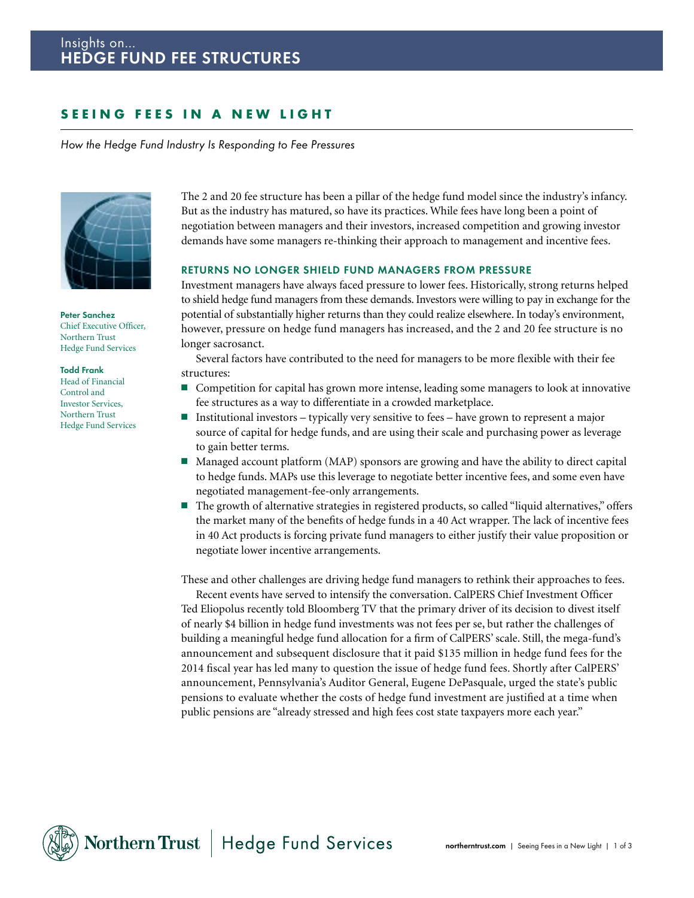# Insights on... HEDGE FUND FEE STRUCTURES

## SEEING FEES IN A NEW LIGHT

*How the Hedge Fund Industry Is Responding to Fee Pressures*

**Peter Sanchez**
Chief Executive Officer,
Northern Trust
Hedge Fund Services

**Todd Frank**
Head of Financial
Control and
Investor Services,
Northern Trust
Hedge Fund Services

The 2 and 20 fee structure has been a pillar of the hedge fund model since the industry's infancy. But as the industry has matured, so have its practices. While fees have long been a point of negotiation between managers and their investors, increased competition and growing investor demands have some managers re-thinking their approach to management and incentive fees.

### RETURNS NO LONGER SHIELD FUND MANAGERS FROM PRESSURE

Investment managers have always faced pressure to lower fees. Historically, strong returns helped to shield hedge fund managers from these demands. Investors were willing to pay in exchange for the potential of substantially higher returns than they could realize elsewhere. In today's environment, however, pressure on hedge fund managers has increased, and the 2 and 20 fee structure is no longer sacrosanct.

Several factors have contributed to the need for managers to be more flexible with their fee structures:

- Competition for capital has grown more intense, leading some managers to look at innovative fee structures as a way to differentiate in a crowded marketplace.
- Institutional investors – typically very sensitive to fees – have grown to represent a major source of capital for hedge funds, and are using their scale and purchasing power as leverage to gain better terms.
- Managed account platform (MAP) sponsors are growing and have the ability to direct capital to hedge funds. MAPs use this leverage to negotiate better incentive fees, and some even have negotiated management-fee-only arrangements.
- The growth of alternative strategies in registered products, so called "liquid alternatives," offers the market many of the benefits of hedge funds in a 40 Act wrapper. The lack of incentive fees in 40 Act products is forcing private fund managers to either justify their value proposition or negotiate lower incentive arrangements.

These and other challenges are driving hedge fund managers to rethink their approaches to fees.

Recent events have served to intensify the conversation. CalPERS Chief Investment Officer Ted Eliopolus recently told Bloomberg TV that the primary driver of its decision to divest itself of nearly $4 billion in hedge fund investments was not fees per se, but rather the challenges of building a meaningful hedge fund allocation for a firm of CalPERS' scale. Still, the mega-fund's announcement and subsequent disclosure that it paid $135 million in hedge fund fees for the 2014 fiscal year has led many to question the issue of hedge fund fees. Shortly after CalPERS' announcement, Pennsylvania's Auditor General, Eugene DePasquale, urged the state's public pensions to evaluate whether the costs of hedge fund investment are justified at a time when public pensions are "already stressed and high fees cost state taxpayers more each year."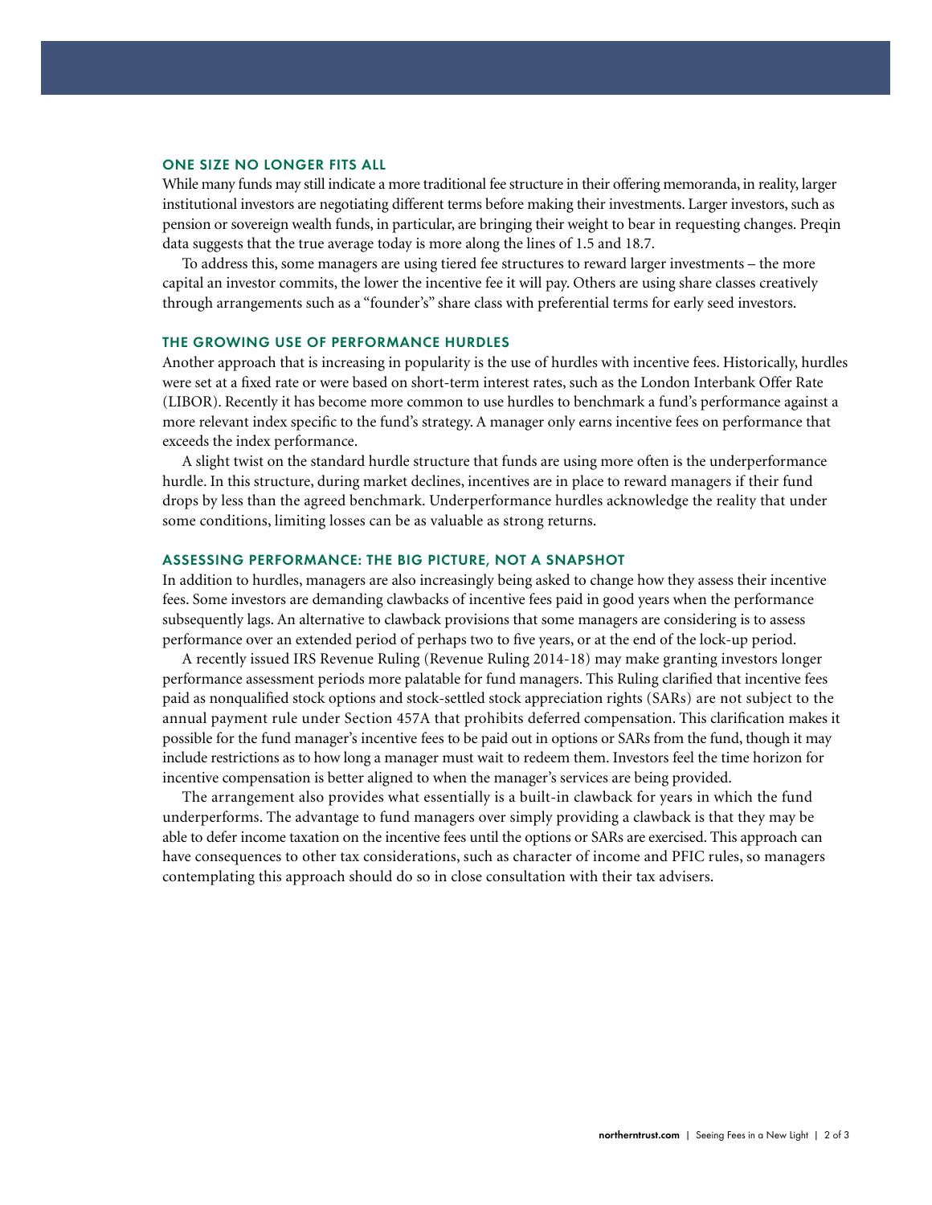## ONE SIZE NO LONGER FITS ALL

While many funds may still indicate a more traditional fee structure in their offering memoranda, in reality, larger institutional investors are negotiating different terms before making their investments. Larger investors, such as pension or sovereign wealth funds, in particular, are bringing their weight to bear in requesting changes. Preqin data suggests that the true average today is more along the lines of 1.5 and 18.7.

To address this, some managers are using tiered fee structures to reward larger investments – the more capital an investor commits, the lower the incentive fee it will pay. Others are using share classes creatively through arrangements such as a "founder's" share class with preferential terms for early seed investors.

## THE GROWING USE OF PERFORMANCE HURDLES

Another approach that is increasing in popularity is the use of hurdles with incentive fees. Historically, hurdles were set at a fixed rate or were based on short-term interest rates, such as the London Interbank Offer Rate (LIBOR). Recently it has become more common to use hurdles to benchmark a fund's performance against a more relevant index specific to the fund's strategy. A manager only earns incentive fees on performance that exceeds the index performance.

A slight twist on the standard hurdle structure that funds are using more often is the underperformance hurdle. In this structure, during market declines, incentives are in place to reward managers if their fund drops by less than the agreed benchmark. Underperformance hurdles acknowledge the reality that under some conditions, limiting losses can be as valuable as strong returns.

## ASSESSING PERFORMANCE: THE BIG PICTURE, NOT A SNAPSHOT

In addition to hurdles, managers are also increasingly being asked to change how they assess their incentive fees. Some investors are demanding clawbacks of incentive fees paid in good years when the performance subsequently lags. An alternative to clawback provisions that some managers are considering is to assess performance over an extended period of perhaps two to five years, or at the end of the lock-up period.

A recently issued IRS Revenue Ruling (Revenue Ruling 2014-18) may make granting investors longer performance assessment periods more palatable for fund managers. This Ruling clarified that incentive fees paid as nonqualified stock options and stock-settled stock appreciation rights (SARs) are not subject to the annual payment rule under Section 457A that prohibits deferred compensation. This clarification makes it possible for the fund manager's incentive fees to be paid out in options or SARs from the fund, though it may include restrictions as to how long a manager must wait to redeem them. Investors feel the time horizon for incentive compensation is better aligned to when the manager's services are being provided.

The arrangement also provides what essentially is a built-in clawback for years in which the fund underperforms. The advantage to fund managers over simply providing a clawback is that they may be able to defer income taxation on the incentive fees until the options or SARs are exercised. This approach can have consequences to other tax considerations, such as character of income and PFIC rules, so managers contemplating this approach should do so in close consultation with their tax advisers.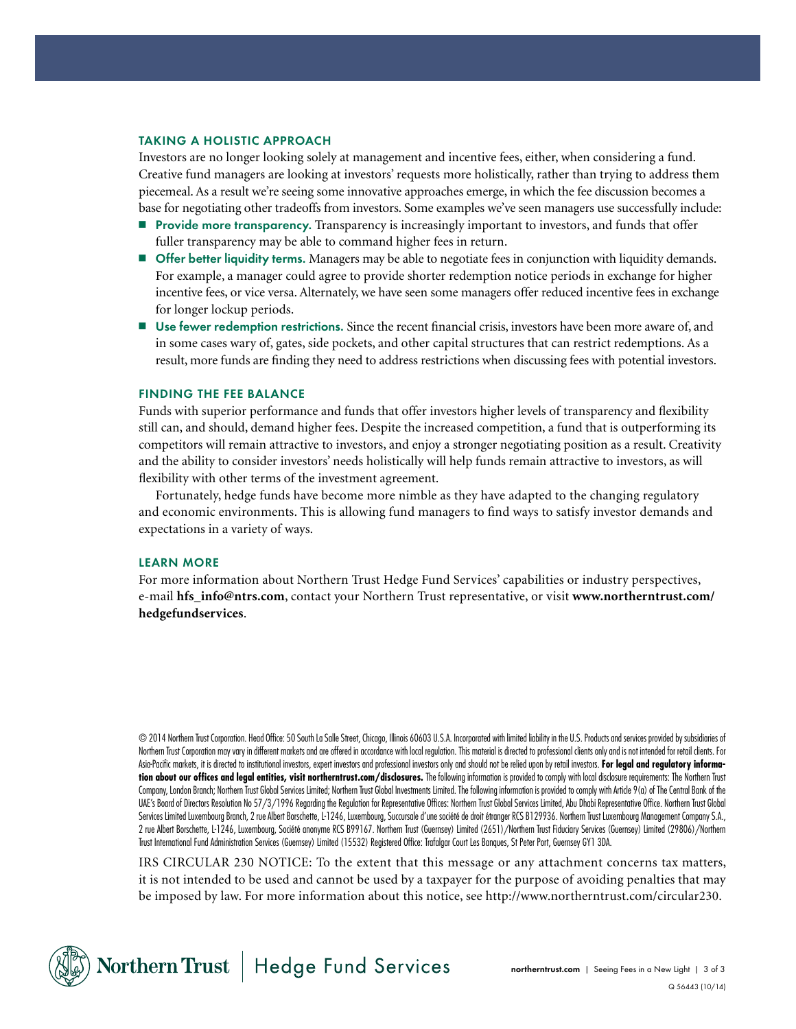## TAKING A HOLISTIC APPROACH

Investors are no longer looking solely at management and incentive fees, either, when considering a fund. Creative fund managers are looking at investors' requests more holistically, rather than trying to address them piecemeal. As a result we're seeing some innovative approaches emerge, in which the fee discussion becomes a base for negotiating other tradeoffs from investors. Some examples we've seen managers use successfully include:

- **Provide more transparency.** Transparency is increasingly important to investors, and funds that offer fuller transparency may be able to command higher fees in return.
- **Offer better liquidity terms.** Managers may be able to negotiate fees in conjunction with liquidity demands. For example, a manager could agree to provide shorter redemption notice periods in exchange for higher incentive fees, or vice versa. Alternately, we have seen some managers offer reduced incentive fees in exchange for longer lockup periods.
- **Use fewer redemption restrictions.** Since the recent financial crisis, investors have been more aware of, and in some cases wary of, gates, side pockets, and other capital structures that can restrict redemptions. As a result, more funds are finding they need to address restrictions when discussing fees with potential investors.

## FINDING THE FEE BALANCE

Funds with superior performance and funds that offer investors higher levels of transparency and flexibility still can, and should, demand higher fees. Despite the increased competition, a fund that is outperforming its competitors will remain attractive to investors, and enjoy a stronger negotiating position as a result. Creativity and the ability to consider investors' needs holistically will help funds remain attractive to investors, as will flexibility with other terms of the investment agreement.

Fortunately, hedge funds have become more nimble as they have adapted to the changing regulatory and economic environments. This is allowing fund managers to find ways to satisfy investor demands and expectations in a variety of ways.

## LEARN MORE

For more information about Northern Trust Hedge Fund Services' capabilities or industry perspectives, e-mail **hfs_info@ntrs.com**, contact your Northern Trust representative, or visit **www.northerntrust.com/hedgefundservices**.

© 2014 Northern Trust Corporation. Head Office: 50 South La Salle Street, Chicago, Illinois 60603 U.S.A. Incorporated with limited liability in the U.S. Products and services provided by subsidiaries of Northern Trust Corporation may vary in different markets and are offered in accordance with local regulation. This material is directed to professional clients only and is not intended for retail clients. For Asia-Pacific markets, it is directed to institutional investors, expert investors and professional investors only and should not be relied upon by retail investors. **For legal and regulatory information about our offices and legal entities, visit northerntrust.com/disclosures.** The following information is provided to comply with local disclosure requirements: The Northern Trust Company, London Branch; Northern Trust Global Services Limited; Northern Trust Global Investments Limited. The following information is provided to comply with Article 9(a) of The Central Bank of the UAE's Board of Directors Resolution No 57/3/1996 Regarding the Regulation for Representative Offices: Northern Trust Global Services Limited, Abu Dhabi Representative Office. Northern Trust Global Services Limited Luxembourg Branch, 2 rue Albert Borschette, L-1246, Luxembourg, Succursale d'une société de droit étranger RCS B129936. Northern Trust Luxembourg Management Company S.A., 2 rue Albert Borschette, L-1246, Luxembourg, Société anonyme RCS B99167. Northern Trust (Guernsey) Limited (2651)/Northern Trust Fiduciary Services (Guernsey) Limited (29806)/Northern Trust International Fund Administration Services (Guernsey) Limited (15532) Registered Office: Trafalgar Court Les Banques, St Peter Port, Guernsey GY1 3DA.

IRS CIRCULAR 230 NOTICE: To the extent that this message or any attachment concerns tax matters, it is not intended to be used and cannot be used by a taxpayer for the purpose of avoiding penalties that may be imposed by law. For more information about this notice, see http://www.northerntrust.com/circular230.

Northern Trust | Hedge Fund Services

Q 56443 (10/14)